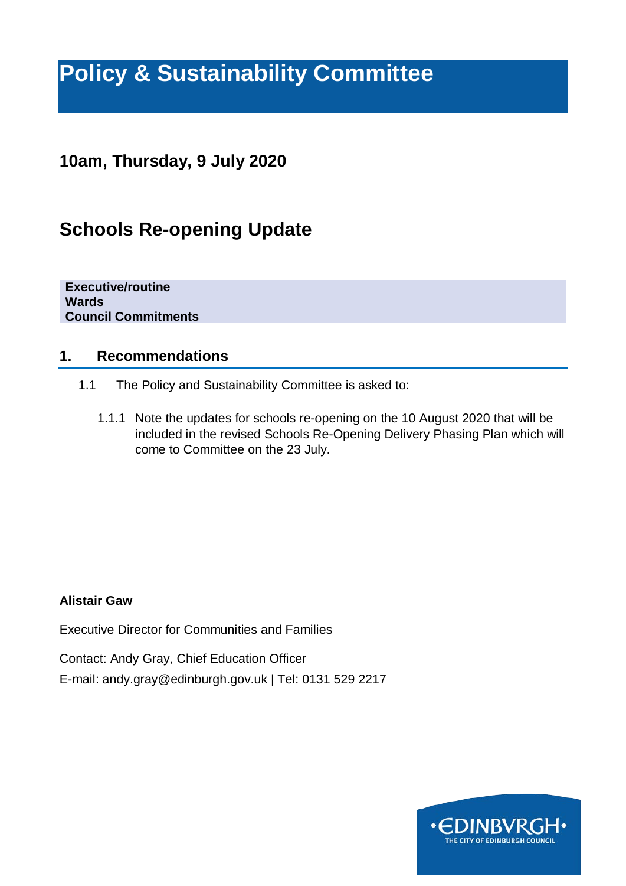# Policy & Sustainability Committee

## 10am, Thursday, 9 July 2020

## Schools Re-opening Update

**Executive/routine**
**Wards**
**Council Commitments**

## 1. Recommendations

1.1 The Policy and Sustainability Committee is asked to:

1.1.1 Note the updates for schools re-opening on the 10 August 2020 that will be included in the revised Schools Re-Opening Delivery Phasing Plan which will come to Committee on the 23 July.

**Alistair Gaw**

Executive Director for Communities and Families

Contact: Andy Gray, Chief Education Officer

E-mail: andy.gray@edinburgh.gov.uk | Tel: 0131 529 2217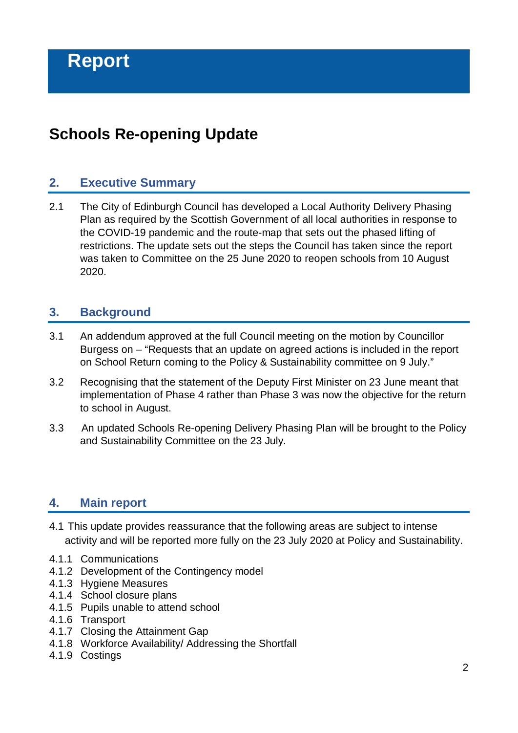# Report

## Schools Re-opening Update

### 2. Executive Summary

2.1 The City of Edinburgh Council has developed a Local Authority Delivery Phasing Plan as required by the Scottish Government of all local authorities in response to the COVID-19 pandemic and the route-map that sets out the phased lifting of restrictions. The update sets out the steps the Council has taken since the report was taken to Committee on the 25 June 2020 to reopen schools from 10 August 2020.

### 3. Background

3.1 An addendum approved at the full Council meeting on the motion by Councillor Burgess on – "Requests that an update on agreed actions is included in the report on School Return coming to the Policy & Sustainability committee on 9 July."

3.2 Recognising that the statement of the Deputy First Minister on 23 June meant that implementation of Phase 4 rather than Phase 3 was now the objective for the return to school in August.

3.3 An updated Schools Re-opening Delivery Phasing Plan will be brought to the Policy and Sustainability Committee on the 23 July.

### 4. Main report

4.1 This update provides reassurance that the following areas are subject to intense activity and will be reported more fully on the 23 July 2020 at Policy and Sustainability.

4.1.1 Communications
4.1.2 Development of the Contingency model
4.1.3 Hygiene Measures
4.1.4 School closure plans
4.1.5 Pupils unable to attend school
4.1.6 Transport
4.1.7 Closing the Attainment Gap
4.1.8 Workforce Availability/ Addressing the Shortfall
4.1.9 Costings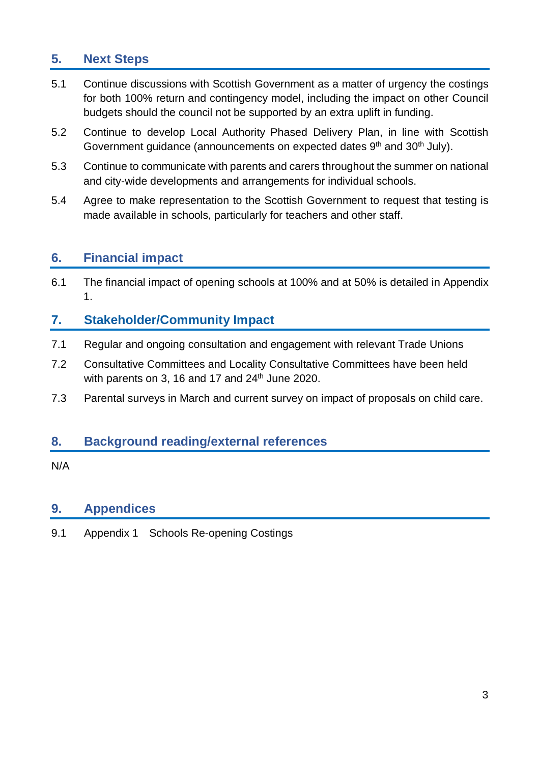## 5. Next Steps

5.1 Continue discussions with Scottish Government as a matter of urgency the costings for both 100% return and contingency model, including the impact on other Council budgets should the council not be supported by an extra uplift in funding.

5.2 Continue to develop Local Authority Phased Delivery Plan, in line with Scottish Government guidance (announcements on expected dates 9th and 30th July).

5.3 Continue to communicate with parents and carers throughout the summer on national and city-wide developments and arrangements for individual schools.

5.4 Agree to make representation to the Scottish Government to request that testing is made available in schools, particularly for teachers and other staff.

## 6. Financial impact

6.1 The financial impact of opening schools at 100% and at 50% is detailed in Appendix 1.

## 7. Stakeholder/Community Impact

7.1 Regular and ongoing consultation and engagement with relevant Trade Unions

7.2 Consultative Committees and Locality Consultative Committees have been held with parents on 3, 16 and 17 and 24th June 2020.

7.3 Parental surveys in March and current survey on impact of proposals on child care.

## 8. Background reading/external references

N/A

## 9. Appendices

9.1 Appendix 1 Schools Re-opening Costings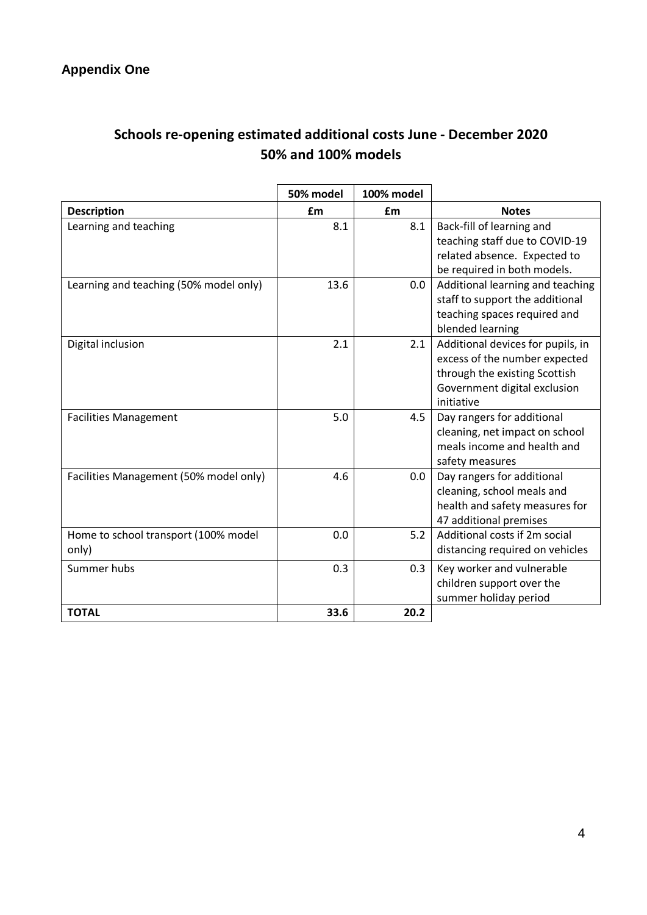## Appendix One

# Schools re-opening estimated additional costs June - December 2020
# 50% and 100% models

| | 50% model | 100% model | |
|---|---|---|---|
| **Description** | **£m** | **£m** | **Notes** |
| Learning and teaching | 8.1 | 8.1 | Back-fill of learning and teaching staff due to COVID-19 related absence. Expected to be required in both models. |
| Learning and teaching (50% model only) | 13.6 | 0.0 | Additional learning and teaching staff to support the additional teaching spaces required and blended learning |
| Digital inclusion | 2.1 | 2.1 | Additional devices for pupils, in excess of the number expected through the existing Scottish Government digital exclusion initiative |
| Facilities Management | 5.0 | 4.5 | Day rangers for additional cleaning, net impact on school meals income and health and safety measures |
| Facilities Management (50% model only) | 4.6 | 0.0 | Day rangers for additional cleaning, school meals and health and safety measures for 47 additional premises |
| Home to school transport (100% model only) | 0.0 | 5.2 | Additional costs if 2m social distancing required on vehicles |
| Summer hubs | 0.3 | 0.3 | Key worker and vulnerable children support over the summer holiday period |
| **TOTAL** | **33.6** | **20.2** | |